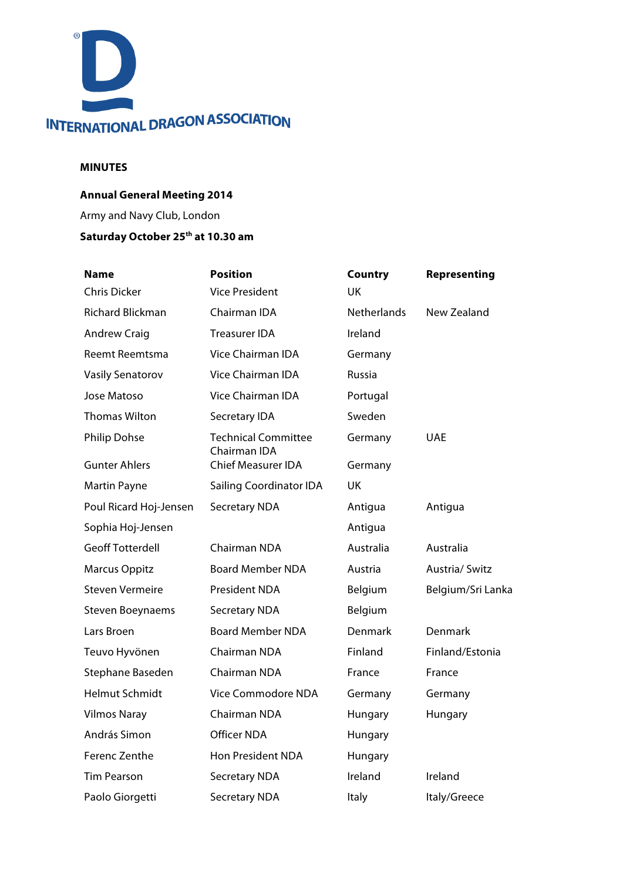INTERNATIONAL DRAGON ASSOCIATION

**MINUTES**

**Annual General Meeting 2014**

Army and Navy Club, London

**Saturday October 25th at 10.30 am**

| **Name** | **Position** | **Country** | **Representing** |
|---|---|---|---|
| Chris Dicker | Vice President | UK | |
| Richard Blickman | Chairman IDA | Netherlands | New Zealand |
| Andrew Craig | Treasurer IDA | Ireland | |
| Reemt Reemtsma | Vice Chairman IDA | Germany | |
| Vasily Senatorov | Vice Chairman IDA | Russia | |
| Jose Matoso | Vice Chairman IDA | Portugal | |
| Thomas Wilton | Secretary IDA | Sweden | |
| Philip Dohse | Technical Committee Chairman IDA | Germany | UAE |
| Gunter Ahlers | Chief Measurer IDA | Germany | |
| Martin Payne | Sailing Coordinator IDA | UK | |
| Poul Ricard Hoj-Jensen | Secretary NDA | Antigua | Antigua |
| Sophia Hoj-Jensen | | Antigua | |
| Geoff Totterdell | Chairman NDA | Australia | Australia |
| Marcus Oppitz | Board Member NDA | Austria | Austria/ Switz |
| Steven Vermeire | President NDA | Belgium | Belgium/Sri Lanka |
| Steven Boeynaems | Secretary NDA | Belgium | |
| Lars Broen | Board Member NDA | Denmark | Denmark |
| Teuvo Hyvönen | Chairman NDA | Finland | Finland/Estonia |
| Stephane Baseden | Chairman NDA | France | France |
| Helmut Schmidt | Vice Commodore NDA | Germany | Germany |
| Vilmos Naray | Chairman NDA | Hungary | Hungary |
| András Simon | Officer NDA | Hungary | |
| Ferenc Zenthe | Hon President NDA | Hungary | |
| Tim Pearson | Secretary NDA | Ireland | Ireland |
| Paolo Giorgetti | Secretary NDA | Italy | Italy/Greece |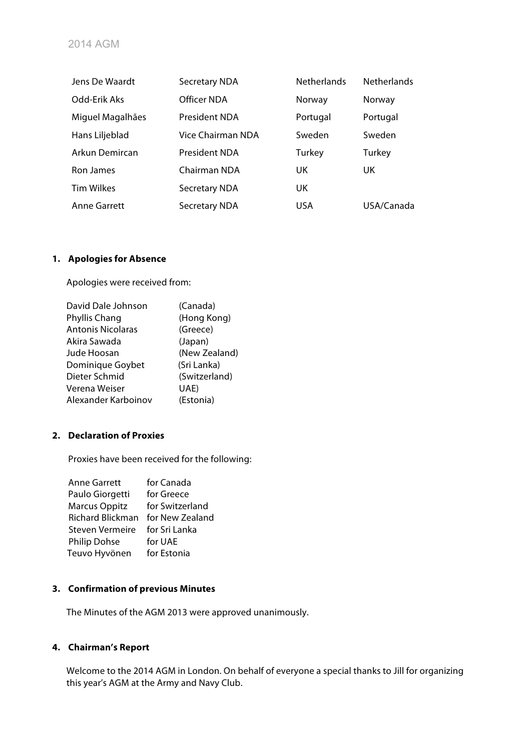2014 AGM

| | | | |
|---|---|---|---|
| Jens De Waardt | Secretary NDA | Netherlands | Netherlands |
| Odd-Erik Aks | Officer NDA | Norway | Norway |
| Miguel Magalhães | President NDA | Portugal | Portugal |
| Hans Liljeblad | Vice Chairman NDA | Sweden | Sweden |
| Arkun Demircan | President NDA | Turkey | Turkey |
| Ron James | Chairman NDA | UK | UK |
| Tim Wilkes | Secretary NDA | UK | |
| Anne Garrett | Secretary NDA | USA | USA/Canada |

## 1. Apologies for Absence

Apologies were received from:

| | |
|---|---|
| David Dale Johnson | (Canada) |
| Phyllis Chang | (Hong Kong) |
| Antonis Nicolaras | (Greece) |
| Akira Sawada | (Japan) |
| Jude Hoosan | (New Zealand) |
| Dominique Goybet | (Sri Lanka) |
| Dieter Schmid | (Switzerland) |
| Verena Weiser | UAE) |
| Alexander Karboinov | (Estonia) |

## 2. Declaration of Proxies

Proxies have been received for the following:

| | |
|---|---|
| Anne Garrett | for Canada |
| Paulo Giorgetti | for Greece |
| Marcus Oppitz | for Switzerland |
| Richard Blickman | for New Zealand |
| Steven Vermeire | for Sri Lanka |
| Philip Dohse | for UAE |
| Teuvo Hyvönen | for Estonia |

## 3. Confirmation of previous Minutes

The Minutes of the AGM 2013 were approved unanimously.

## 4. Chairman's Report

Welcome to the 2014 AGM in London. On behalf of everyone a special thanks to Jill for organizing this year's AGM at the Army and Navy Club.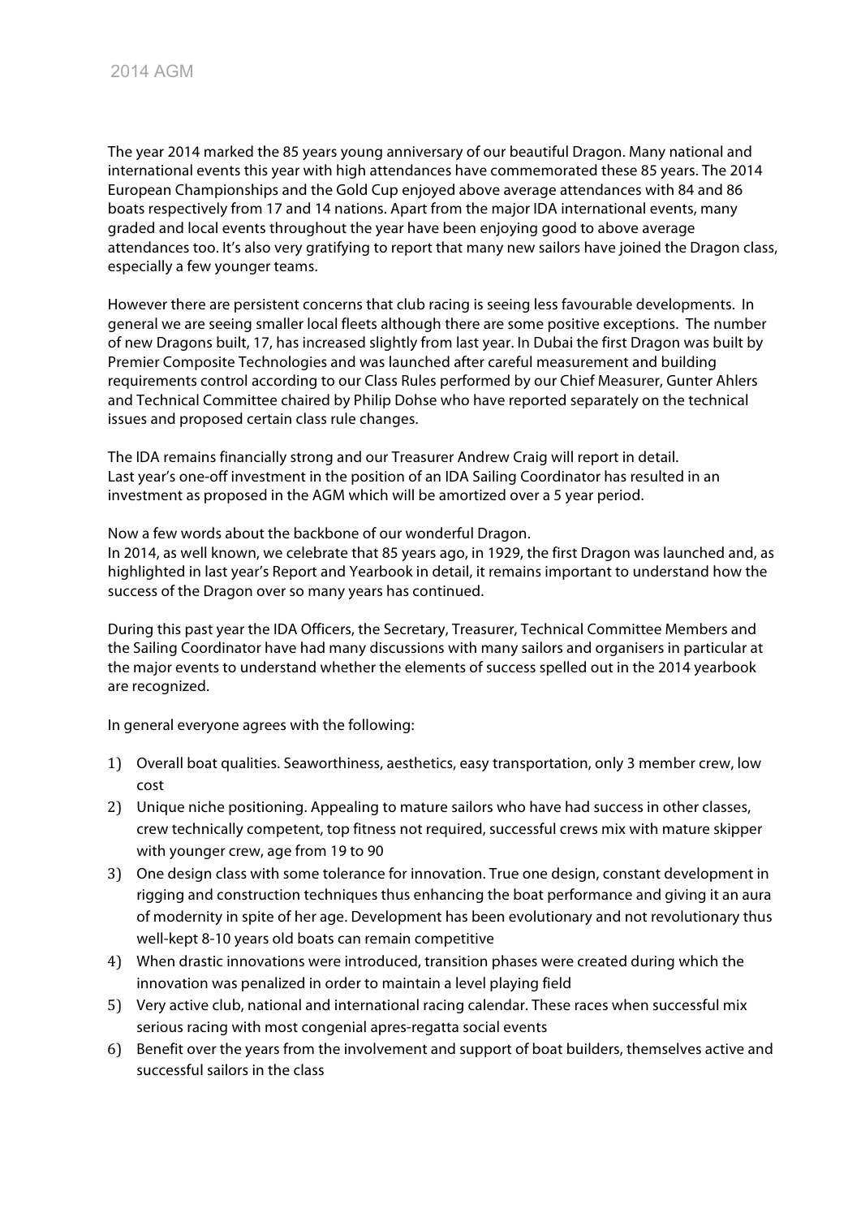The year 2014 marked the 85 years young anniversary of our beautiful Dragon. Many national and international events this year with high attendances have commemorated these 85 years. The 2014 European Championships and the Gold Cup enjoyed above average attendances with 84 and 86 boats respectively from 17 and 14 nations. Apart from the major IDA international events, many graded and local events throughout the year have been enjoying good to above average attendances too. It's also very gratifying to report that many new sailors have joined the Dragon class, especially a few younger teams.

However there are persistent concerns that club racing is seeing less favourable developments. In general we are seeing smaller local fleets although there are some positive exceptions. The number of new Dragons built, 17, has increased slightly from last year. In Dubai the first Dragon was built by Premier Composite Technologies and was launched after careful measurement and building requirements control according to our Class Rules performed by our Chief Measurer, Gunter Ahlers and Technical Committee chaired by Philip Dohse who have reported separately on the technical issues and proposed certain class rule changes.

The IDA remains financially strong and our Treasurer Andrew Craig will report in detail.
Last year's one-off investment in the position of an IDA Sailing Coordinator has resulted in an investment as proposed in the AGM which will be amortized over a 5 year period.

Now a few words about the backbone of our wonderful Dragon.
In 2014, as well known, we celebrate that 85 years ago, in 1929, the first Dragon was launched and, as highlighted in last year's Report and Yearbook in detail, it remains important to understand how the success of the Dragon over so many years has continued.

During this past year the IDA Officers, the Secretary, Treasurer, Technical Committee Members and the Sailing Coordinator have had many discussions with many sailors and organisers in particular at the major events to understand whether the elements of success spelled out in the 2014 yearbook are recognized.

In general everyone agrees with the following:

1) Overall boat qualities. Seaworthiness, aesthetics, easy transportation, only 3 member crew, low cost
2) Unique niche positioning. Appealing to mature sailors who have had success in other classes, crew technically competent, top fitness not required, successful crews mix with mature skipper with younger crew, age from 19 to 90
3) One design class with some tolerance for innovation. True one design, constant development in rigging and construction techniques thus enhancing the boat performance and giving it an aura of modernity in spite of her age. Development has been evolutionary and not revolutionary thus well-kept 8-10 years old boats can remain competitive
4) When drastic innovations were introduced, transition phases were created during which the innovation was penalized in order to maintain a level playing field
5) Very active club, national and international racing calendar. These races when successful mix serious racing with most congenial apres-regatta social events
6) Benefit over the years from the involvement and support of boat builders, themselves active and successful sailors in the class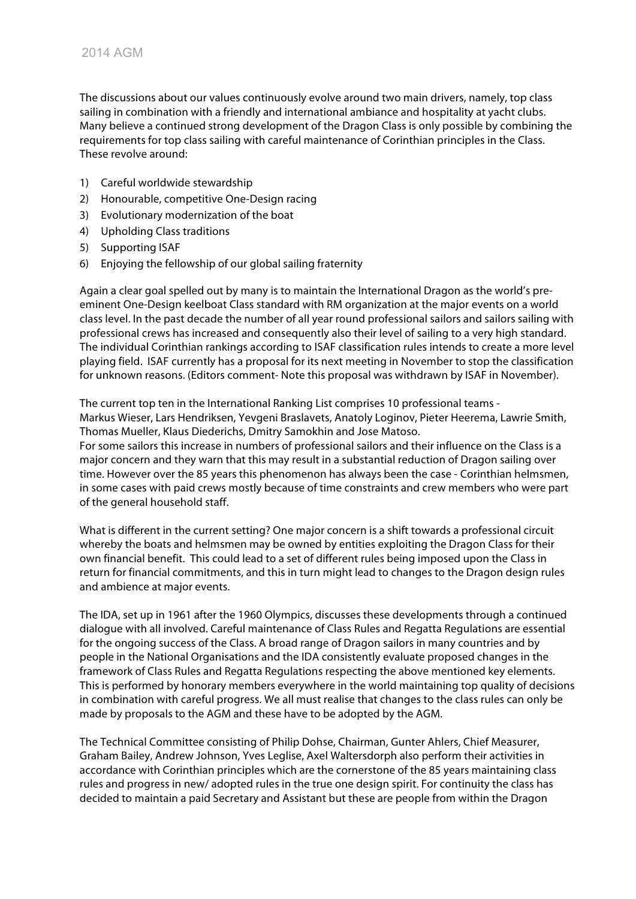The discussions about our values continuously evolve around two main drivers, namely, top class sailing in combination with a friendly and international ambiance and hospitality at yacht clubs. Many believe a continued strong development of the Dragon Class is only possible by combining the requirements for top class sailing with careful maintenance of Corinthian principles in the Class. These revolve around:

1) Careful worldwide stewardship
2) Honourable, competitive One-Design racing
3) Evolutionary modernization of the boat
4) Upholding Class traditions
5) Supporting ISAF
6) Enjoying the fellowship of our global sailing fraternity

Again a clear goal spelled out by many is to maintain the International Dragon as the world's pre-eminent One-Design keelboat Class standard with RM organization at the major events on a world class level. In the past decade the number of all year round professional sailors and sailors sailing with professional crews has increased and consequently also their level of sailing to a very high standard. The individual Corinthian rankings according to ISAF classification rules intends to create a more level playing field. ISAF currently has a proposal for its next meeting in November to stop the classification for unknown reasons. (Editors comment- Note this proposal was withdrawn by ISAF in November).

The current top ten in the International Ranking List comprises 10 professional teams - Markus Wieser, Lars Hendriksen, Yevgeni Braslavets, Anatoly Loginov, Pieter Heerema, Lawrie Smith, Thomas Mueller, Klaus Diederichs, Dmitry Samokhin and Jose Matoso.
For some sailors this increase in numbers of professional sailors and their influence on the Class is a major concern and they warn that this may result in a substantial reduction of Dragon sailing over time. However over the 85 years this phenomenon has always been the case - Corinthian helmsmen, in some cases with paid crews mostly because of time constraints and crew members who were part of the general household staff.

What is different in the current setting? One major concern is a shift towards a professional circuit whereby the boats and helmsmen may be owned by entities exploiting the Dragon Class for their own financial benefit. This could lead to a set of different rules being imposed upon the Class in return for financial commitments, and this in turn might lead to changes to the Dragon design rules and ambience at major events.

The IDA, set up in 1961 after the 1960 Olympics, discusses these developments through a continued dialogue with all involved. Careful maintenance of Class Rules and Regatta Regulations are essential for the ongoing success of the Class. A broad range of Dragon sailors in many countries and by people in the National Organisations and the IDA consistently evaluate proposed changes in the framework of Class Rules and Regatta Regulations respecting the above mentioned key elements. This is performed by honorary members everywhere in the world maintaining top quality of decisions in combination with careful progress. We all must realise that changes to the class rules can only be made by proposals to the AGM and these have to be adopted by the AGM.

The Technical Committee consisting of Philip Dohse, Chairman, Gunter Ahlers, Chief Measurer, Graham Bailey, Andrew Johnson, Yves Leglise, Axel Waltersdorph also perform their activities in accordance with Corinthian principles which are the cornerstone of the 85 years maintaining class rules and progress in new/ adopted rules in the true one design spirit. For continuity the class has decided to maintain a paid Secretary and Assistant but these are people from within the Dragon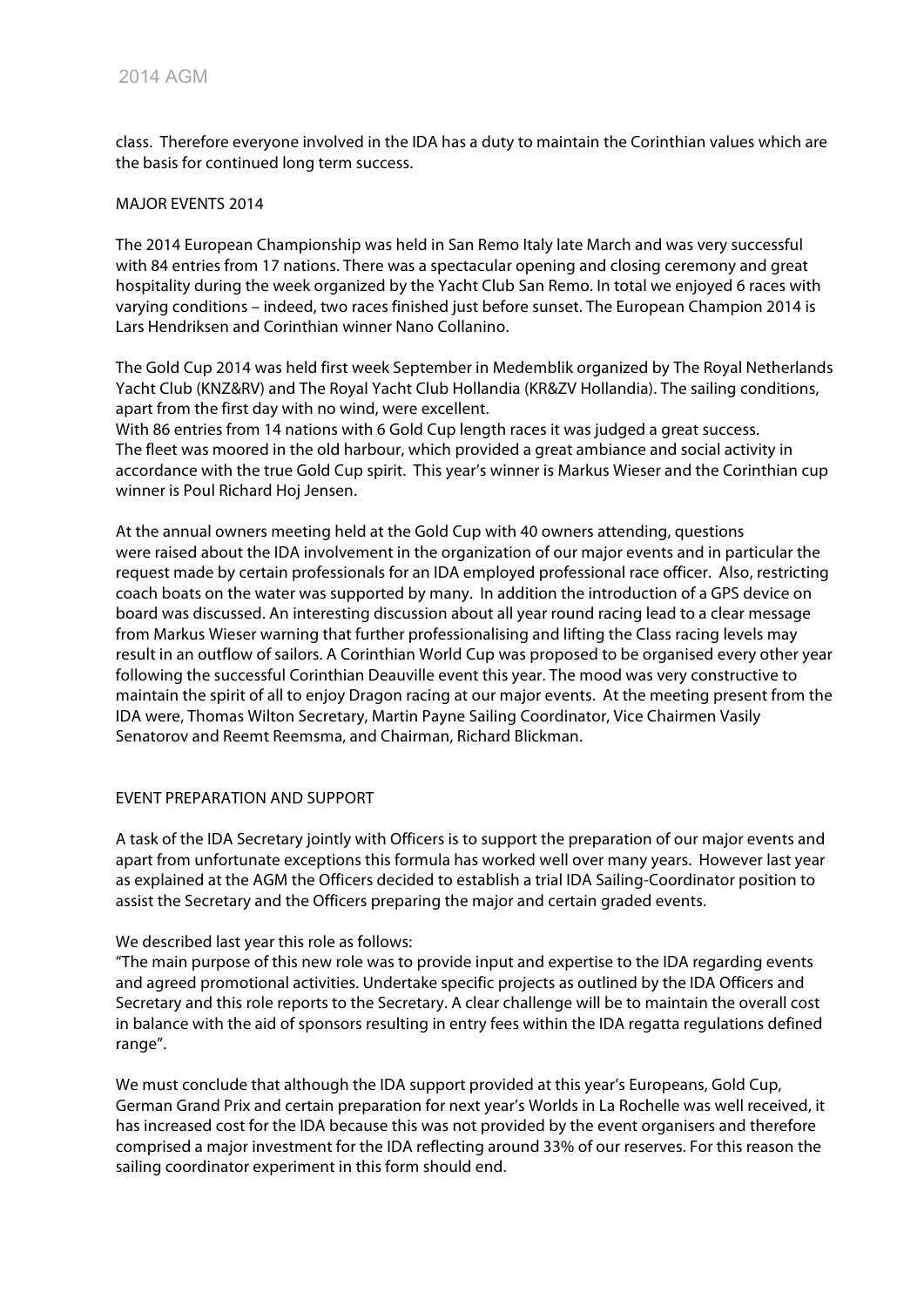class. Therefore everyone involved in the IDA has a duty to maintain the Corinthian values which are the basis for continued long term success.

## MAJOR EVENTS 2014

The 2014 European Championship was held in San Remo Italy late March and was very successful with 84 entries from 17 nations. There was a spectacular opening and closing ceremony and great hospitality during the week organized by the Yacht Club San Remo. In total we enjoyed 6 races with varying conditions – indeed, two races finished just before sunset. The European Champion 2014 is Lars Hendriksen and Corinthian winner Nano Collanino.

The Gold Cup 2014 was held first week September in Medemblik organized by The Royal Netherlands Yacht Club (KNZ&RV) and The Royal Yacht Club Hollandia (KR&ZV Hollandia). The sailing conditions, apart from the first day with no wind, were excellent.
With 86 entries from 14 nations with 6 Gold Cup length races it was judged a great success.
The fleet was moored in the old harbour, which provided a great ambiance and social activity in accordance with the true Gold Cup spirit. This year's winner is Markus Wieser and the Corinthian cup winner is Poul Richard Hoj Jensen.

At the annual owners meeting held at the Gold Cup with 40 owners attending, questions were raised about the IDA involvement in the organization of our major events and in particular the request made by certain professionals for an IDA employed professional race officer. Also, restricting coach boats on the water was supported by many. In addition the introduction of a GPS device on board was discussed. An interesting discussion about all year round racing lead to a clear message from Markus Wieser warning that further professionalising and lifting the Class racing levels may result in an outflow of sailors. A Corinthian World Cup was proposed to be organised every other year following the successful Corinthian Deauville event this year. The mood was very constructive to maintain the spirit of all to enjoy Dragon racing at our major events. At the meeting present from the IDA were, Thomas Wilton Secretary, Martin Payne Sailing Coordinator, Vice Chairmen Vasily Senatorov and Reemt Reemsma, and Chairman, Richard Blickman.

## EVENT PREPARATION AND SUPPORT

A task of the IDA Secretary jointly with Officers is to support the preparation of our major events and apart from unfortunate exceptions this formula has worked well over many years. However last year as explained at the AGM the Officers decided to establish a trial IDA Sailing-Coordinator position to assist the Secretary and the Officers preparing the major and certain graded events.

We described last year this role as follows:
"The main purpose of this new role was to provide input and expertise to the IDA regarding events and agreed promotional activities. Undertake specific projects as outlined by the IDA Officers and Secretary and this role reports to the Secretary. A clear challenge will be to maintain the overall cost in balance with the aid of sponsors resulting in entry fees within the IDA regatta regulations defined range".

We must conclude that although the IDA support provided at this year's Europeans, Gold Cup, German Grand Prix and certain preparation for next year's Worlds in La Rochelle was well received, it has increased cost for the IDA because this was not provided by the event organisers and therefore comprised a major investment for the IDA reflecting around 33% of our reserves. For this reason the sailing coordinator experiment in this form should end.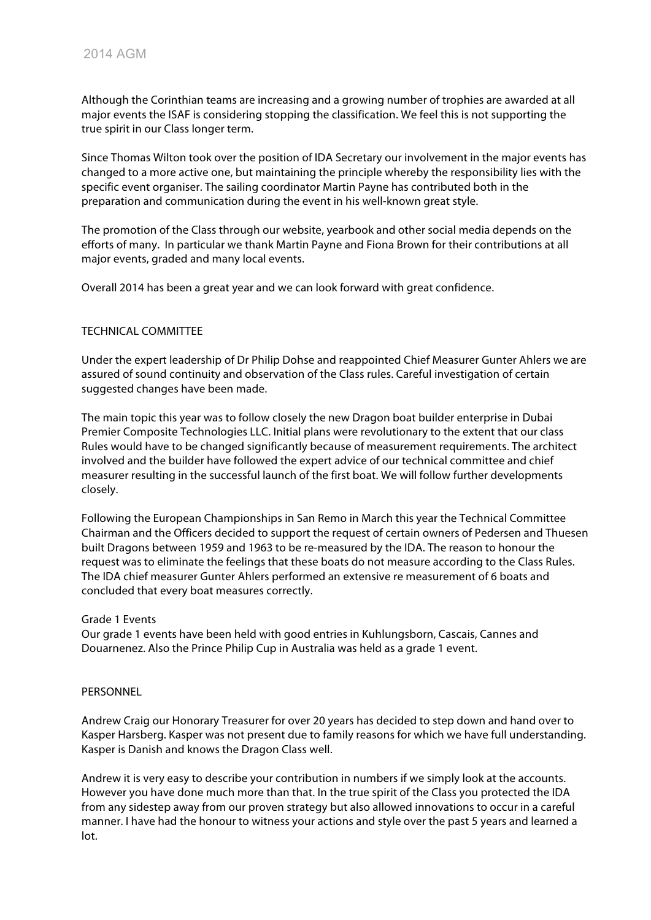Although the Corinthian teams are increasing and a growing number of trophies are awarded at all major events the ISAF is considering stopping the classification. We feel this is not supporting the true spirit in our Class longer term.

Since Thomas Wilton took over the position of IDA Secretary our involvement in the major events has changed to a more active one, but maintaining the principle whereby the responsibility lies with the specific event organiser. The sailing coordinator Martin Payne has contributed both in the preparation and communication during the event in his well-known great style.

The promotion of the Class through our website, yearbook and other social media depends on the efforts of many. In particular we thank Martin Payne and Fiona Brown for their contributions at all major events, graded and many local events.

Overall 2014 has been a great year and we can look forward with great confidence.

## TECHNICAL COMMITTEE

Under the expert leadership of Dr Philip Dohse and reappointed Chief Measurer Gunter Ahlers we are assured of sound continuity and observation of the Class rules. Careful investigation of certain suggested changes have been made.

The main topic this year was to follow closely the new Dragon boat builder enterprise in Dubai Premier Composite Technologies LLC. Initial plans were revolutionary to the extent that our class Rules would have to be changed significantly because of measurement requirements. The architect involved and the builder have followed the expert advice of our technical committee and chief measurer resulting in the successful launch of the first boat. We will follow further developments closely.

Following the European Championships in San Remo in March this year the Technical Committee Chairman and the Officers decided to support the request of certain owners of Pedersen and Thuesen built Dragons between 1959 and 1963 to be re-measured by the IDA. The reason to honour the request was to eliminate the feelings that these boats do not measure according to the Class Rules. The IDA chief measurer Gunter Ahlers performed an extensive re measurement of 6 boats and concluded that every boat measures correctly.

### Grade 1 Events

Our grade 1 events have been held with good entries in Kuhlungsborn, Cascais, Cannes and Douarnenez. Also the Prince Philip Cup in Australia was held as a grade 1 event.

## PERSONNEL

Andrew Craig our Honorary Treasurer for over 20 years has decided to step down and hand over to Kasper Harsberg. Kasper was not present due to family reasons for which we have full understanding. Kasper is Danish and knows the Dragon Class well.

Andrew it is very easy to describe your contribution in numbers if we simply look at the accounts. However you have done much more than that. In the true spirit of the Class you protected the IDA from any sidestep away from our proven strategy but also allowed innovations to occur in a careful manner. I have had the honour to witness your actions and style over the past 5 years and learned a lot.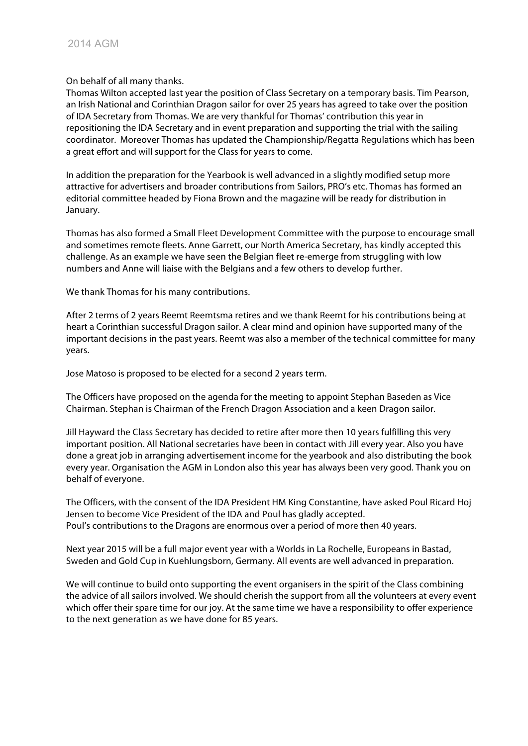On behalf of all many thanks.
Thomas Wilton accepted last year the position of Class Secretary on a temporary basis. Tim Pearson, an Irish National and Corinthian Dragon sailor for over 25 years has agreed to take over the position of IDA Secretary from Thomas. We are very thankful for Thomas' contribution this year in repositioning the IDA Secretary and in event preparation and supporting the trial with the sailing coordinator. Moreover Thomas has updated the Championship/Regatta Regulations which has been a great effort and will support for the Class for years to come.

In addition the preparation for the Yearbook is well advanced in a slightly modified setup more attractive for advertisers and broader contributions from Sailors, PRO's etc. Thomas has formed an editorial committee headed by Fiona Brown and the magazine will be ready for distribution in January.

Thomas has also formed a Small Fleet Development Committee with the purpose to encourage small and sometimes remote fleets. Anne Garrett, our North America Secretary, has kindly accepted this challenge. As an example we have seen the Belgian fleet re-emerge from struggling with low numbers and Anne will liaise with the Belgians and a few others to develop further.

We thank Thomas for his many contributions.

After 2 terms of 2 years Reemt Reemtsma retires and we thank Reemt for his contributions being at heart a Corinthian successful Dragon sailor. A clear mind and opinion have supported many of the important decisions in the past years. Reemt was also a member of the technical committee for many years.

Jose Matoso is proposed to be elected for a second 2 years term.

The Officers have proposed on the agenda for the meeting to appoint Stephan Baseden as Vice Chairman. Stephan is Chairman of the French Dragon Association and a keen Dragon sailor.

Jill Hayward the Class Secretary has decided to retire after more then 10 years fulfilling this very important position. All National secretaries have been in contact with Jill every year. Also you have done a great job in arranging advertisement income for the yearbook and also distributing the book every year. Organisation the AGM in London also this year has always been very good. Thank you on behalf of everyone.

The Officers, with the consent of the IDA President HM King Constantine, have asked Poul Ricard Hoj Jensen to become Vice President of the IDA and Poul has gladly accepted.
Poul's contributions to the Dragons are enormous over a period of more then 40 years.

Next year 2015 will be a full major event year with a Worlds in La Rochelle, Europeans in Bastad, Sweden and Gold Cup in Kuehlungsborn, Germany. All events are well advanced in preparation.

We will continue to build onto supporting the event organisers in the spirit of the Class combining the advice of all sailors involved. We should cherish the support from all the volunteers at every event which offer their spare time for our joy. At the same time we have a responsibility to offer experience to the next generation as we have done for 85 years.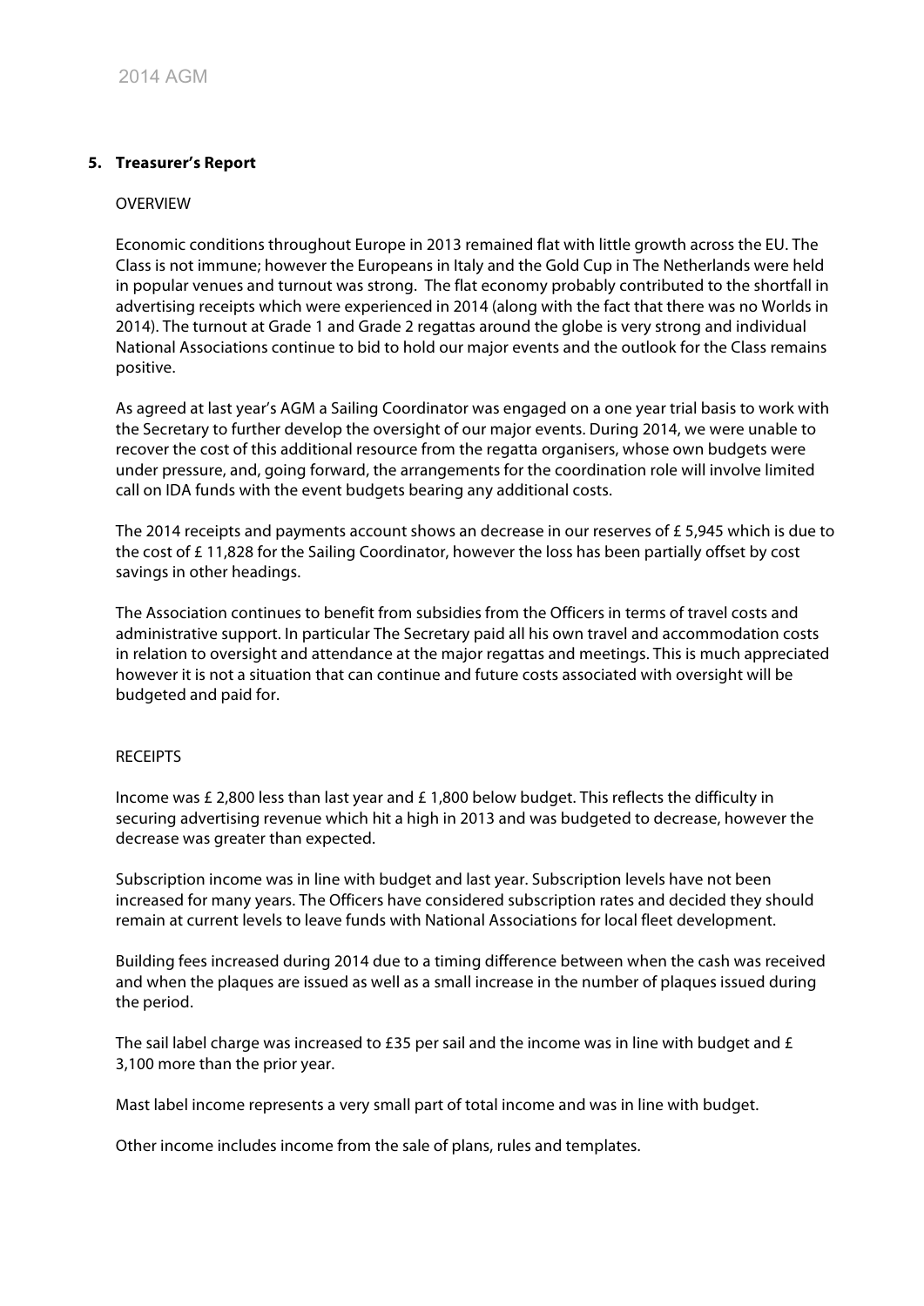## 5. Treasurer's Report

OVERVIEW

Economic conditions throughout Europe in 2013 remained flat with little growth across the EU. The Class is not immune; however the Europeans in Italy and the Gold Cup in The Netherlands were held in popular venues and turnout was strong. The flat economy probably contributed to the shortfall in advertising receipts which were experienced in 2014 (along with the fact that there was no Worlds in 2014). The turnout at Grade 1 and Grade 2 regattas around the globe is very strong and individual National Associations continue to bid to hold our major events and the outlook for the Class remains positive.

As agreed at last year's AGM a Sailing Coordinator was engaged on a one year trial basis to work with the Secretary to further develop the oversight of our major events. During 2014, we were unable to recover the cost of this additional resource from the regatta organisers, whose own budgets were under pressure, and, going forward, the arrangements for the coordination role will involve limited call on IDA funds with the event budgets bearing any additional costs.

The 2014 receipts and payments account shows an decrease in our reserves of £ 5,945 which is due to the cost of £ 11,828 for the Sailing Coordinator, however the loss has been partially offset by cost savings in other headings.

The Association continues to benefit from subsidies from the Officers in terms of travel costs and administrative support. In particular The Secretary paid all his own travel and accommodation costs in relation to oversight and attendance at the major regattas and meetings. This is much appreciated however it is not a situation that can continue and future costs associated with oversight will be budgeted and paid for.

RECEIPTS

Income was £ 2,800 less than last year and £ 1,800 below budget. This reflects the difficulty in securing advertising revenue which hit a high in 2013 and was budgeted to decrease, however the decrease was greater than expected.

Subscription income was in line with budget and last year. Subscription levels have not been increased for many years. The Officers have considered subscription rates and decided they should remain at current levels to leave funds with National Associations for local fleet development.

Building fees increased during 2014 due to a timing difference between when the cash was received and when the plaques are issued as well as a small increase in the number of plaques issued during the period.

The sail label charge was increased to £35 per sail and the income was in line with budget and £ 3,100 more than the prior year.

Mast label income represents a very small part of total income and was in line with budget.

Other income includes income from the sale of plans, rules and templates.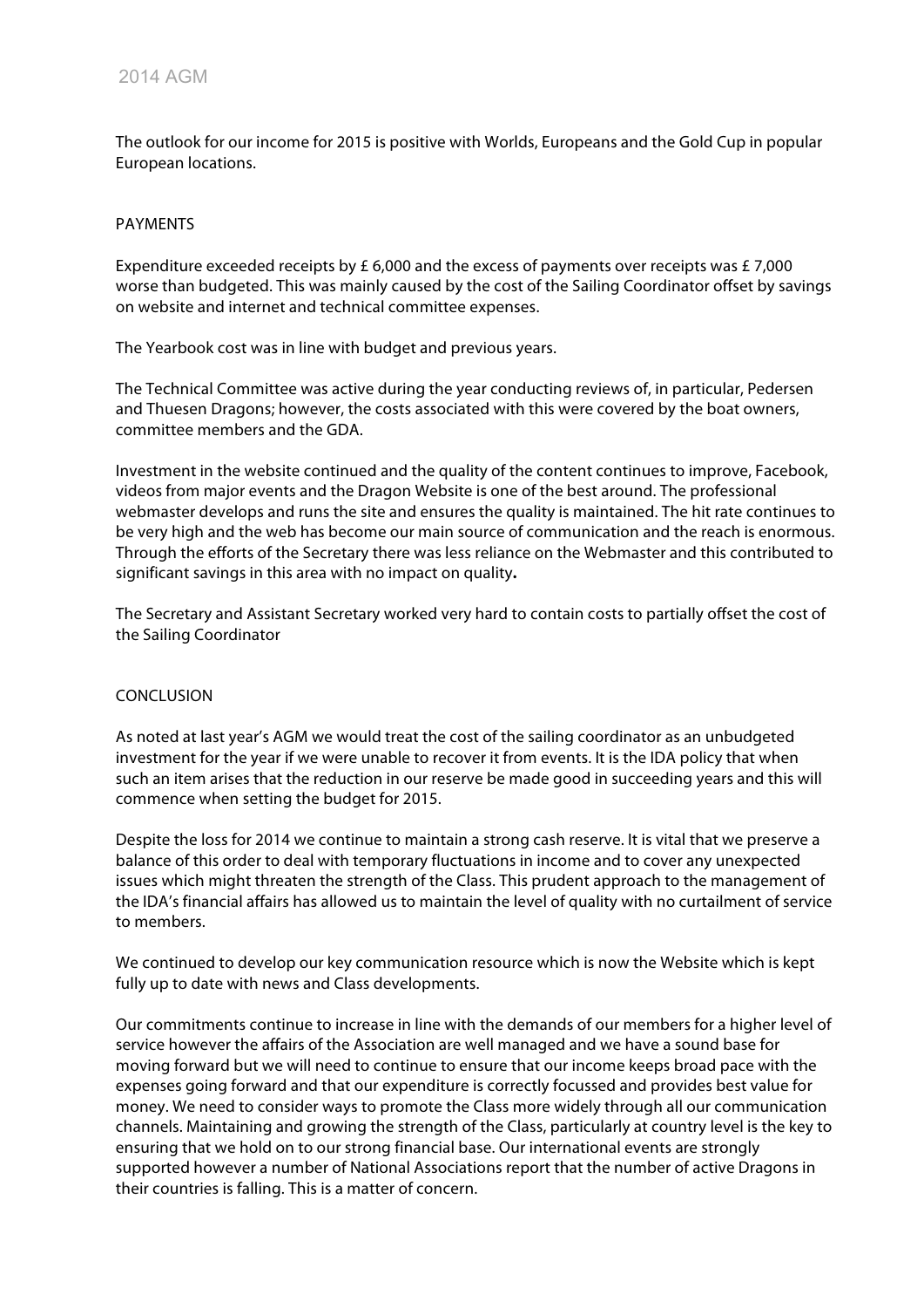The outlook for our income for 2015 is positive with Worlds, Europeans and the Gold Cup in popular European locations.

PAYMENTS

Expenditure exceeded receipts by £ 6,000 and the excess of payments over receipts was £ 7,000 worse than budgeted. This was mainly caused by the cost of the Sailing Coordinator offset by savings on website and internet and technical committee expenses.

The Yearbook cost was in line with budget and previous years.

The Technical Committee was active during the year conducting reviews of, in particular, Pedersen and Thuesen Dragons; however, the costs associated with this were covered by the boat owners, committee members and the GDA.

Investment in the website continued and the quality of the content continues to improve, Facebook, videos from major events and the Dragon Website is one of the best around. The professional webmaster develops and runs the site and ensures the quality is maintained. The hit rate continues to be very high and the web has become our main source of communication and the reach is enormous. Through the efforts of the Secretary there was less reliance on the Webmaster and this contributed to significant savings in this area with no impact on quality**.**

The Secretary and Assistant Secretary worked very hard to contain costs to partially offset the cost of the Sailing Coordinator

CONCLUSION

As noted at last year's AGM we would treat the cost of the sailing coordinator as an unbudgeted investment for the year if we were unable to recover it from events. It is the IDA policy that when such an item arises that the reduction in our reserve be made good in succeeding years and this will commence when setting the budget for 2015.

Despite the loss for 2014 we continue to maintain a strong cash reserve. It is vital that we preserve a balance of this order to deal with temporary fluctuations in income and to cover any unexpected issues which might threaten the strength of the Class. This prudent approach to the management of the IDA's financial affairs has allowed us to maintain the level of quality with no curtailment of service to members.

We continued to develop our key communication resource which is now the Website which is kept fully up to date with news and Class developments.

Our commitments continue to increase in line with the demands of our members for a higher level of service however the affairs of the Association are well managed and we have a sound base for moving forward but we will need to continue to ensure that our income keeps broad pace with the expenses going forward and that our expenditure is correctly focussed and provides best value for money. We need to consider ways to promote the Class more widely through all our communication channels. Maintaining and growing the strength of the Class, particularly at country level is the key to ensuring that we hold on to our strong financial base. Our international events are strongly supported however a number of National Associations report that the number of active Dragons in their countries is falling. This is a matter of concern.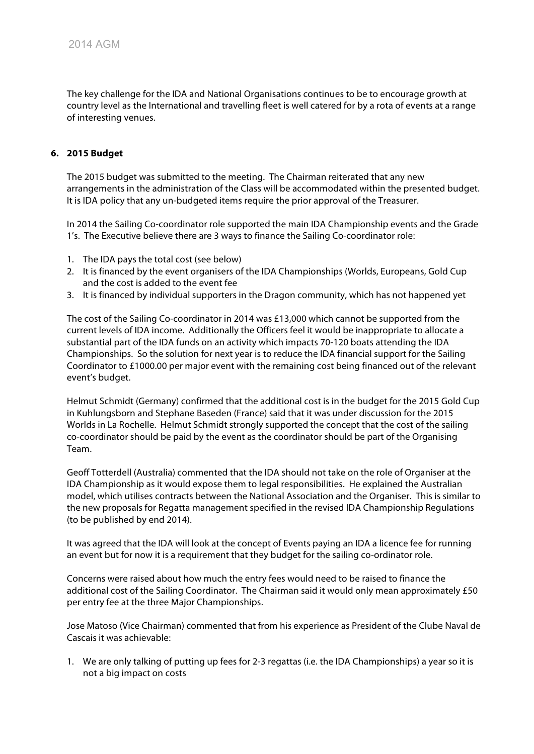The key challenge for the IDA and National Organisations continues to be to encourage growth at country level as the International and travelling fleet is well catered for by a rota of events at a range of interesting venues.

**6. 2015 Budget**

The 2015 budget was submitted to the meeting. The Chairman reiterated that any new arrangements in the administration of the Class will be accommodated within the presented budget. It is IDA policy that any un-budgeted items require the prior approval of the Treasurer.

In 2014 the Sailing Co-coordinator role supported the main IDA Championship events and the Grade 1's. The Executive believe there are 3 ways to finance the Sailing Co-coordinator role:

1. The IDA pays the total cost (see below)
2. It is financed by the event organisers of the IDA Championships (Worlds, Europeans, Gold Cup and the cost is added to the event fee
3. It is financed by individual supporters in the Dragon community, which has not happened yet

The cost of the Sailing Co-coordinator in 2014 was £13,000 which cannot be supported from the current levels of IDA income. Additionally the Officers feel it would be inappropriate to allocate a substantial part of the IDA funds on an activity which impacts 70-120 boats attending the IDA Championships. So the solution for next year is to reduce the IDA financial support for the Sailing Coordinator to £1000.00 per major event with the remaining cost being financed out of the relevant event's budget.

Helmut Schmidt (Germany) confirmed that the additional cost is in the budget for the 2015 Gold Cup in Kuhlungsborn and Stephane Baseden (France) said that it was under discussion for the 2015 Worlds in La Rochelle. Helmut Schmidt strongly supported the concept that the cost of the sailing co-coordinator should be paid by the event as the coordinator should be part of the Organising Team.

Geoff Totterdell (Australia) commented that the IDA should not take on the role of Organiser at the IDA Championship as it would expose them to legal responsibilities. He explained the Australian model, which utilises contracts between the National Association and the Organiser. This is similar to the new proposals for Regatta management specified in the revised IDA Championship Regulations (to be published by end 2014).

It was agreed that the IDA will look at the concept of Events paying an IDA a licence fee for running an event but for now it is a requirement that they budget for the sailing co-ordinator role.

Concerns were raised about how much the entry fees would need to be raised to finance the additional cost of the Sailing Coordinator. The Chairman said it would only mean approximately £50 per entry fee at the three Major Championships.

Jose Matoso (Vice Chairman) commented that from his experience as President of the Clube Naval de Cascais it was achievable:

1. We are only talking of putting up fees for 2-3 regattas (i.e. the IDA Championships) a year so it is not a big impact on costs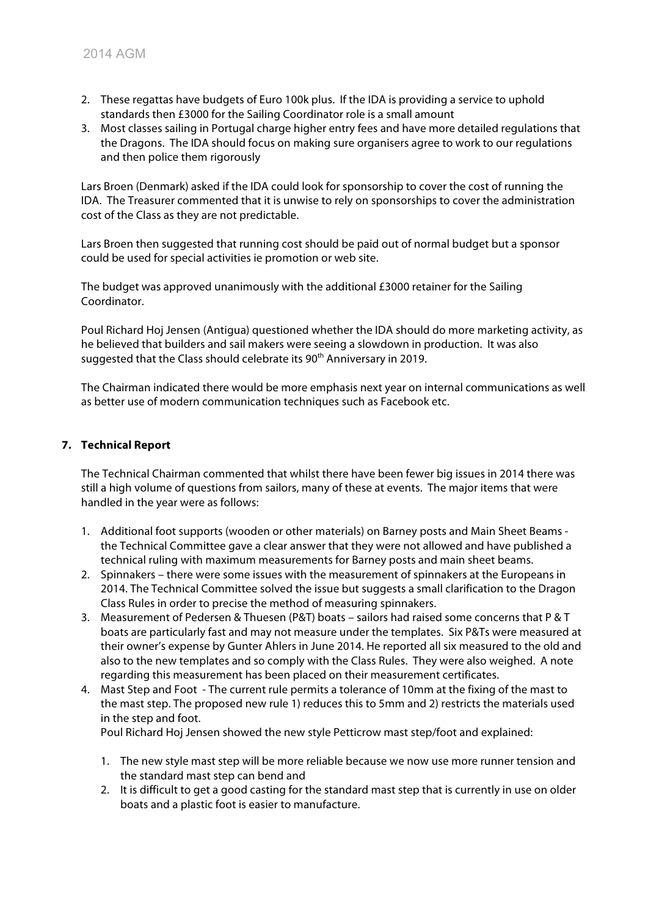2. These regattas have budgets of Euro 100k plus. If the IDA is providing a service to uphold standards then £3000 for the Sailing Coordinator role is a small amount
3. Most classes sailing in Portugal charge higher entry fees and have more detailed regulations that the Dragons. The IDA should focus on making sure organisers agree to work to our regulations and then police them rigorously

Lars Broen (Denmark) asked if the IDA could look for sponsorship to cover the cost of running the IDA. The Treasurer commented that it is unwise to rely on sponsorships to cover the administration cost of the Class as they are not predictable.

Lars Broen then suggested that running cost should be paid out of normal budget but a sponsor could be used for special activities ie promotion or web site.

The budget was approved unanimously with the additional £3000 retainer for the Sailing Coordinator.

Poul Richard Hoj Jensen (Antigua) questioned whether the IDA should do more marketing activity, as he believed that builders and sail makers were seeing a slowdown in production. It was also suggested that the Class should celebrate its 90th Anniversary in 2019.

The Chairman indicated there would be more emphasis next year on internal communications as well as better use of modern communication techniques such as Facebook etc.

## 7. Technical Report

The Technical Chairman commented that whilst there have been fewer big issues in 2014 there was still a high volume of questions from sailors, many of these at events. The major items that were handled in the year were as follows:

1. Additional foot supports (wooden or other materials) on Barney posts and Main Sheet Beams - the Technical Committee gave a clear answer that they were not allowed and have published a technical ruling with maximum measurements for Barney posts and main sheet beams.
2. Spinnakers – there were some issues with the measurement of spinnakers at the Europeans in 2014. The Technical Committee solved the issue but suggests a small clarification to the Dragon Class Rules in order to precise the method of measuring spinnakers.
3. Measurement of Pedersen & Thuesen (P&T) boats – sailors had raised some concerns that P & T boats are particularly fast and may not measure under the templates. Six P&Ts were measured at their owner's expense by Gunter Ahlers in June 2014. He reported all six measured to the old and also to the new templates and so comply with the Class Rules. They were also weighed. A note regarding this measurement has been placed on their measurement certificates.
4. Mast Step and Foot - The current rule permits a tolerance of 10mm at the fixing of the mast to the mast step. The proposed new rule 1) reduces this to 5mm and 2) restricts the materials used in the step and foot.

   Poul Richard Hoj Jensen showed the new style Petticrow mast step/foot and explained:

   1. The new style mast step will be more reliable because we now use more runner tension and the standard mast step can bend and
   2. It is difficult to get a good casting for the standard mast step that is currently in use on older boats and a plastic foot is easier to manufacture.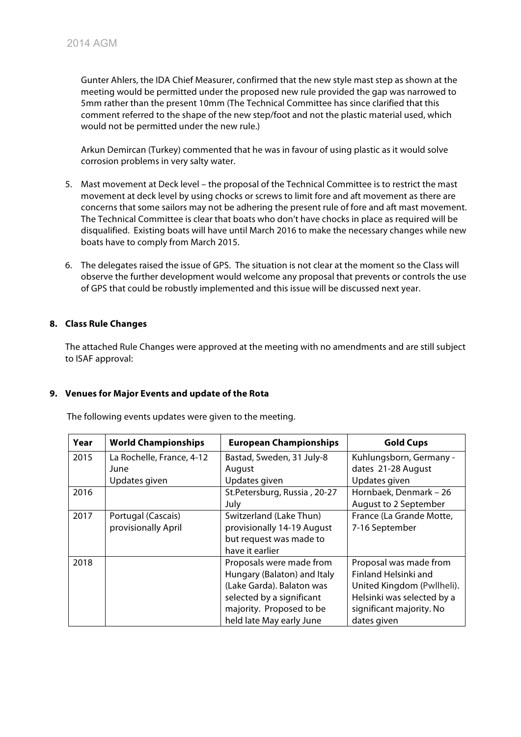Gunter Ahlers, the IDA Chief Measurer, confirmed that the new style mast step as shown at the meeting would be permitted under the proposed new rule provided the gap was narrowed to 5mm rather than the present 10mm (The Technical Committee has since clarified that this comment referred to the shape of the new step/foot and not the plastic material used, which would not be permitted under the new rule.)

Arkun Demircan (Turkey) commented that he was in favour of using plastic as it would solve corrosion problems in very salty water.

5. Mast movement at Deck level – the proposal of the Technical Committee is to restrict the mast movement at deck level by using chocks or screws to limit fore and aft movement as there are concerns that some sailors may not be adhering the present rule of fore and aft mast movement. The Technical Committee is clear that boats who don't have chocks in place as required will be disqualified. Existing boats will have until March 2016 to make the necessary changes while new boats have to comply from March 2015.

6. The delegates raised the issue of GPS. The situation is not clear at the moment so the Class will observe the further development would welcome any proposal that prevents or controls the use of GPS that could be robustly implemented and this issue will be discussed next year.

## 8. Class Rule Changes

The attached Rule Changes were approved at the meeting with no amendments and are still subject to ISAF approval:

## 9. Venues for Major Events and update of the Rota

The following events updates were given to the meeting.

| Year | World Championships | European Championships | Gold Cups |
|---|---|---|---|
| 2015 | La Rochelle, France, 4-12 June Updates given | Bastad, Sweden, 31 July-8 August Updates given | Kuhlungsborn, Germany - dates 21-28 August Updates given |
| 2016 | | St.Petersburg, Russia , 20-27 July | Hornbaek, Denmark – 26 August to 2 September |
| 2017 | Portugal (Cascais) provisionally April | Switzerland (Lake Thun) provisionally 14-19 August but request was made to have it earlier | France (La Grande Motte, 7-16 September |
| 2018 | | Proposals were made from Hungary (Balaton) and Italy (Lake Garda). Balaton was selected by a significant majority. Proposed to be held late May early June | Proposal was made from Finland Helsinki and United Kingdom (Pwllheli). Helsinki was selected by a significant majority. No dates given |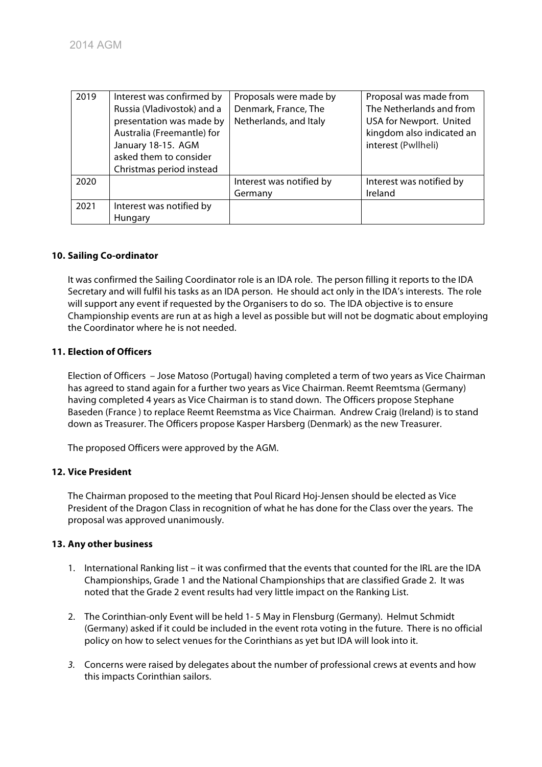| 2019 | Interest was confirmed by Russia (Vladivostok) and a presentation was made by Australia (Freemantle) for January 18-15. AGM asked them to consider Christmas period instead | Proposals were made by Denmark, France, The Netherlands, and Italy | Proposal was made from The Netherlands and from USA for Newport. United kingdom also indicated an interest (Pwllheli) |
|---|---|---|---|
| 2020 | | Interest was notified by Germany | Interest was notified by Ireland |
| 2021 | Interest was notified by Hungary | | |

**10. Sailing Co-ordinator**

It was confirmed the Sailing Coordinator role is an IDA role. The person filling it reports to the IDA Secretary and will fulfil his tasks as an IDA person. He should act only in the IDA's interests. The role will support any event if requested by the Organisers to do so. The IDA objective is to ensure Championship events are run at as high a level as possible but will not be dogmatic about employing the Coordinator where he is not needed.

**11. Election of Officers**

Election of Officers – Jose Matoso (Portugal) having completed a term of two years as Vice Chairman has agreed to stand again for a further two years as Vice Chairman. Reemt Reemtsma (Germany) having completed 4 years as Vice Chairman is to stand down. The Officers propose Stephane Baseden (France ) to replace Reemt Reemstma as Vice Chairman. Andrew Craig (Ireland) is to stand down as Treasurer. The Officers propose Kasper Harsberg (Denmark) as the new Treasurer.

The proposed Officers were approved by the AGM.

**12. Vice President**

The Chairman proposed to the meeting that Poul Ricard Hoj-Jensen should be elected as Vice President of the Dragon Class in recognition of what he has done for the Class over the years. The proposal was approved unanimously.

**13. Any other business**

1. International Ranking list – it was confirmed that the events that counted for the IRL are the IDA Championships, Grade 1 and the National Championships that are classified Grade 2. It was noted that the Grade 2 event results had very little impact on the Ranking List.

2. The Corinthian-only Event will be held 1- 5 May in Flensburg (Germany). Helmut Schmidt (Germany) asked if it could be included in the event rota voting in the future. There is no official policy on how to select venues for the Corinthians as yet but IDA will look into it.

3. Concerns were raised by delegates about the number of professional crews at events and how this impacts Corinthian sailors.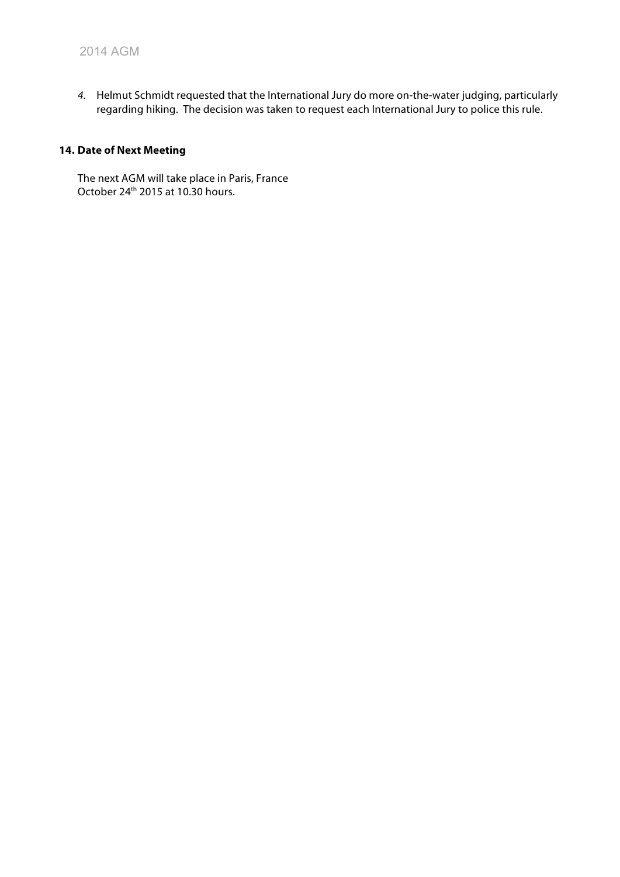4. Helmut Schmidt requested that the International Jury do more on-the-water judging, particularly regarding hiking. The decision was taken to request each International Jury to police this rule.

## 14. Date of Next Meeting

The next AGM will take place in Paris, France
October 24th 2015 at 10.30 hours.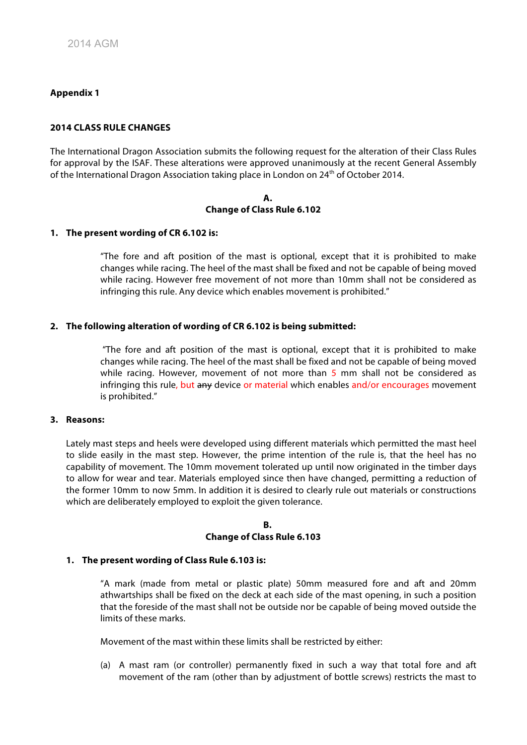**Appendix 1**

**2014 CLASS RULE CHANGES**

The International Dragon Association submits the following request for the alteration of their Class Rules for approval by the ISAF. These alterations were approved unanimously at the recent General Assembly of the International Dragon Association taking place in London on 24th of October 2014.

**A.**
**Change of Class Rule 6.102**

**1. The present wording of CR 6.102 is:**

> "The fore and aft position of the mast is optional, except that it is prohibited to make changes while racing. The heel of the mast shall be fixed and not be capable of being moved while racing. However free movement of not more than 10mm shall not be considered as infringing this rule. Any device which enables movement is prohibited."

**2. The following alteration of wording of CR 6.102 is being submitted:**

> "The fore and aft position of the mast is optional, except that it is prohibited to make changes while racing. The heel of the mast shall be fixed and not be capable of being moved while racing. However, movement of not more than 5 mm shall not be considered as infringing this rule, but ~~any~~ device or material which enables and/or encourages movement is prohibited."

**3. Reasons:**

Lately mast steps and heels were developed using different materials which permitted the mast heel to slide easily in the mast step. However, the prime intention of the rule is, that the heel has no capability of movement. The 10mm movement tolerated up until now originated in the timber days to allow for wear and tear. Materials employed since then have changed, permitting a reduction of the former 10mm to now 5mm. In addition it is desired to clearly rule out materials or constructions which are deliberately employed to exploit the given tolerance.

**B.**
**Change of Class Rule 6.103**

**1. The present wording of Class Rule 6.103 is:**

> "A mark (made from metal or plastic plate) 50mm measured fore and aft and 20mm athwartships shall be fixed on the deck at each side of the mast opening, in such a position that the foreside of the mast shall not be outside nor be capable of being moved outside the limits of these marks.
>
> Movement of the mast within these limits shall be restricted by either:
>
> (a) A mast ram (or controller) permanently fixed in such a way that total fore and aft movement of the ram (other than by adjustment of bottle screws) restricts the mast to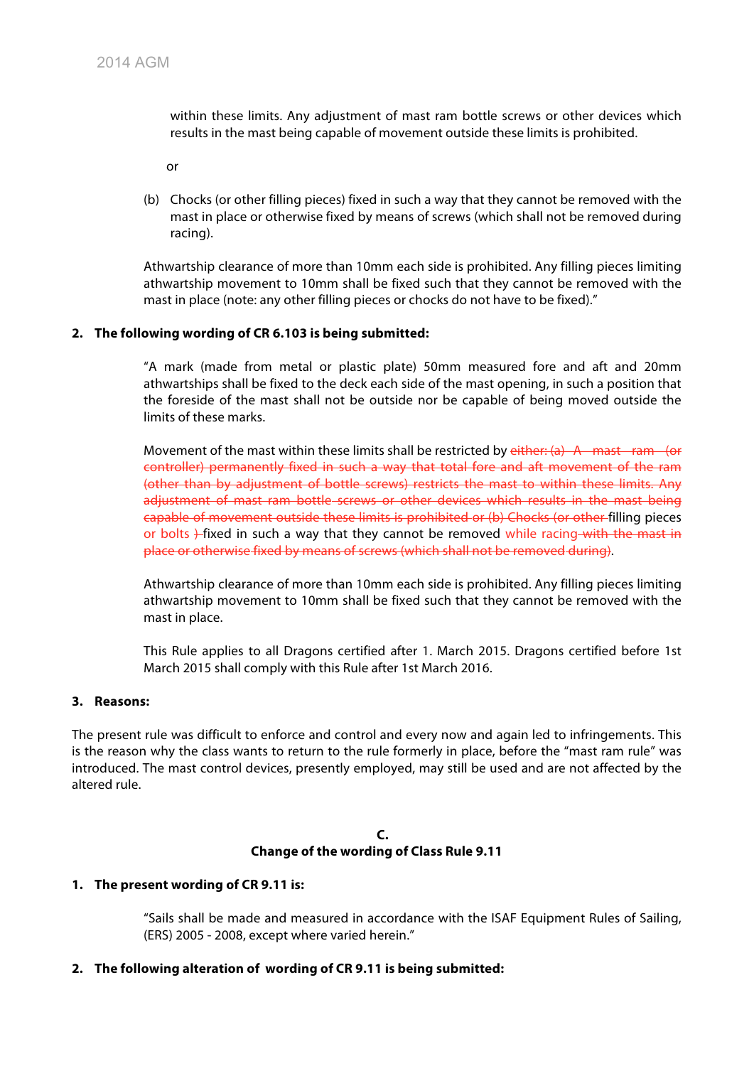within these limits. Any adjustment of mast ram bottle screws or other devices which results in the mast being capable of movement outside these limits is prohibited.

or

(b) Chocks (or other filling pieces) fixed in such a way that they cannot be removed with the mast in place or otherwise fixed by means of screws (which shall not be removed during racing).

Athwartship clearance of more than 10mm each side is prohibited. Any filling pieces limiting athwartship movement to 10mm shall be fixed such that they cannot be removed with the mast in place (note: any other filling pieces or chocks do not have to be fixed)."

**2. The following wording of CR 6.103 is being submitted:**

"A mark (made from metal or plastic plate) 50mm measured fore and aft and 20mm athwartships shall be fixed to the deck each side of the mast opening, in such a position that the foreside of the mast shall not be outside nor be capable of being moved outside the limits of these marks.

Movement of the mast within these limits shall be restricted by ~~either: (a) A mast ram (or controller) permanently fixed in such a way that total fore and aft movement of the ram (other than by adjustment of bottle screws) restricts the mast to within these limits. Any adjustment of mast ram bottle screws or other devices which results in the mast being capable of movement outside these limits is prohibited or (b) Chocks (or other~~ filling pieces or bolts ~~)~~ fixed in such a way that they cannot be removed while racing ~~with the mast in place or otherwise fixed by means of screws (which shall not be removed during)~~.

Athwartship clearance of more than 10mm each side is prohibited. Any filling pieces limiting athwartship movement to 10mm shall be fixed such that they cannot be removed with the mast in place.

This Rule applies to all Dragons certified after 1. March 2015. Dragons certified before 1st March 2015 shall comply with this Rule after 1st March 2016.

**3. Reasons:**

The present rule was difficult to enforce and control and every now and again led to infringements. This is the reason why the class wants to return to the rule formerly in place, before the "mast ram rule" was introduced. The mast control devices, presently employed, may still be used and are not affected by the altered rule.

## C.
## Change of the wording of Class Rule 9.11

**1. The present wording of CR 9.11 is:**

"Sails shall be made and measured in accordance with the ISAF Equipment Rules of Sailing, (ERS) 2005 - 2008, except where varied herein."

**2. The following alteration of wording of CR 9.11 is being submitted:**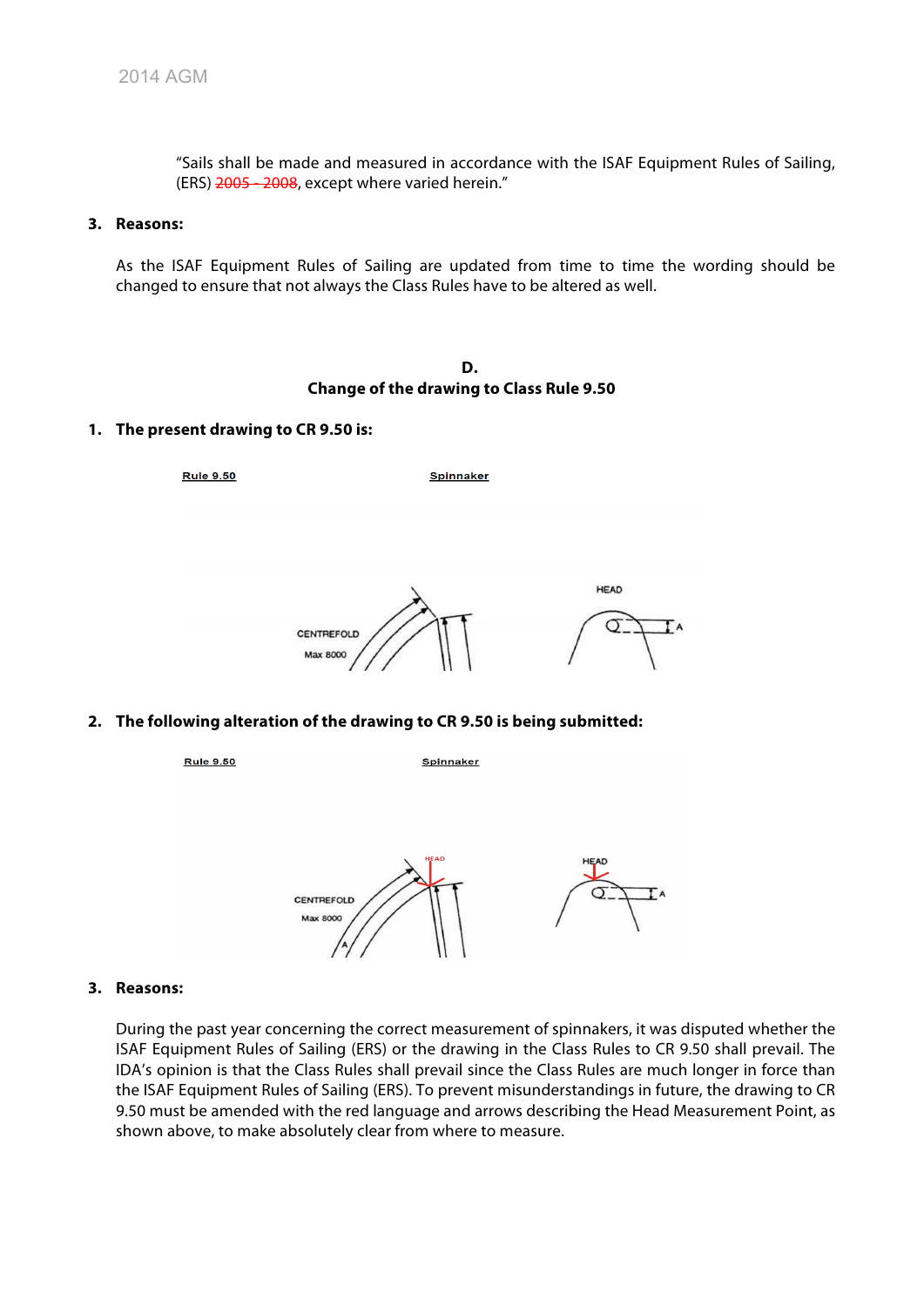"Sails shall be made and measured in accordance with the ISAF Equipment Rules of Sailing, (ERS) ~~2005 - 2008~~, except where varied herein."

**3. Reasons:**

As the ISAF Equipment Rules of Sailing are updated from time to time the wording should be changed to ensure that not always the Class Rules have to be altered as well.

## D.
## Change of the drawing to Class Rule 9.50

**1. The present drawing to CR 9.50 is:**

Rule 9.50 — Spinnaker

CENTREFOLD Max 8000 — HEAD — A

**2. The following alteration of the drawing to CR 9.50 is being submitted:**

Rule 9.50 — Spinnaker

CENTREFOLD Max 8000 — HEAD — A — HEAD — A

**3. Reasons:**

During the past year concerning the correct measurement of spinnakers, it was disputed whether the ISAF Equipment Rules of Sailing (ERS) or the drawing in the Class Rules to CR 9.50 shall prevail. The IDA's opinion is that the Class Rules shall prevail since the Class Rules are much longer in force than the ISAF Equipment Rules of Sailing (ERS). To prevent misunderstandings in future, the drawing to CR 9.50 must be amended with the red language and arrows describing the Head Measurement Point, as shown above, to make absolutely clear from where to measure.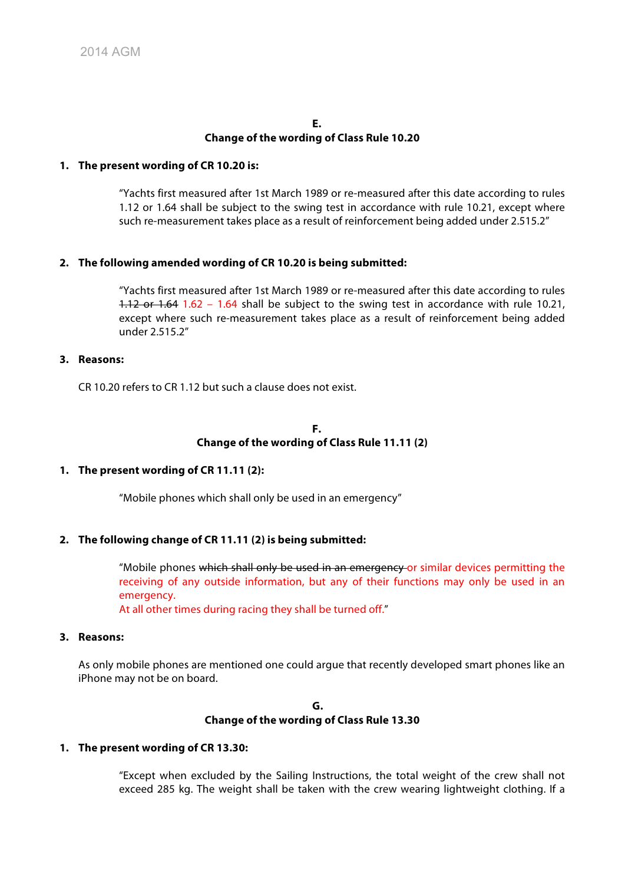**E.**
**Change of the wording of Class Rule 10.20**

1. **The present wording of CR 10.20 is:**

   "Yachts first measured after 1st March 1989 or re-measured after this date according to rules 1.12 or 1.64 shall be subject to the swing test in accordance with rule 10.21, except where such re-measurement takes place as a result of reinforcement being added under 2.515.2"

2. **The following amended wording of CR 10.20 is being submitted:**

   "Yachts first measured after 1st March 1989 or re-measured after this date according to rules ~~1.12 or 1.64~~ 1.62 – 1.64 shall be subject to the swing test in accordance with rule 10.21, except where such re-measurement takes place as a result of reinforcement being added under 2.515.2"

3. **Reasons:**

   CR 10.20 refers to CR 1.12 but such a clause does not exist.

**F.**
**Change of the wording of Class Rule 11.11 (2)**

1. **The present wording of CR 11.11 (2):**

   "Mobile phones which shall only be used in an emergency"

2. **The following change of CR 11.11 (2) is being submitted:**

   "Mobile phones ~~which shall only be used in an emergency~~ or similar devices permitting the receiving of any outside information, but any of their functions may only be used in an emergency.
   At all other times during racing they shall be turned off."

3. **Reasons:**

   As only mobile phones are mentioned one could argue that recently developed smart phones like an iPhone may not be on board.

**G.**
**Change of the wording of Class Rule 13.30**

1. **The present wording of CR 13.30:**

   "Except when excluded by the Sailing Instructions, the total weight of the crew shall not exceed 285 kg. The weight shall be taken with the crew wearing lightweight clothing. If a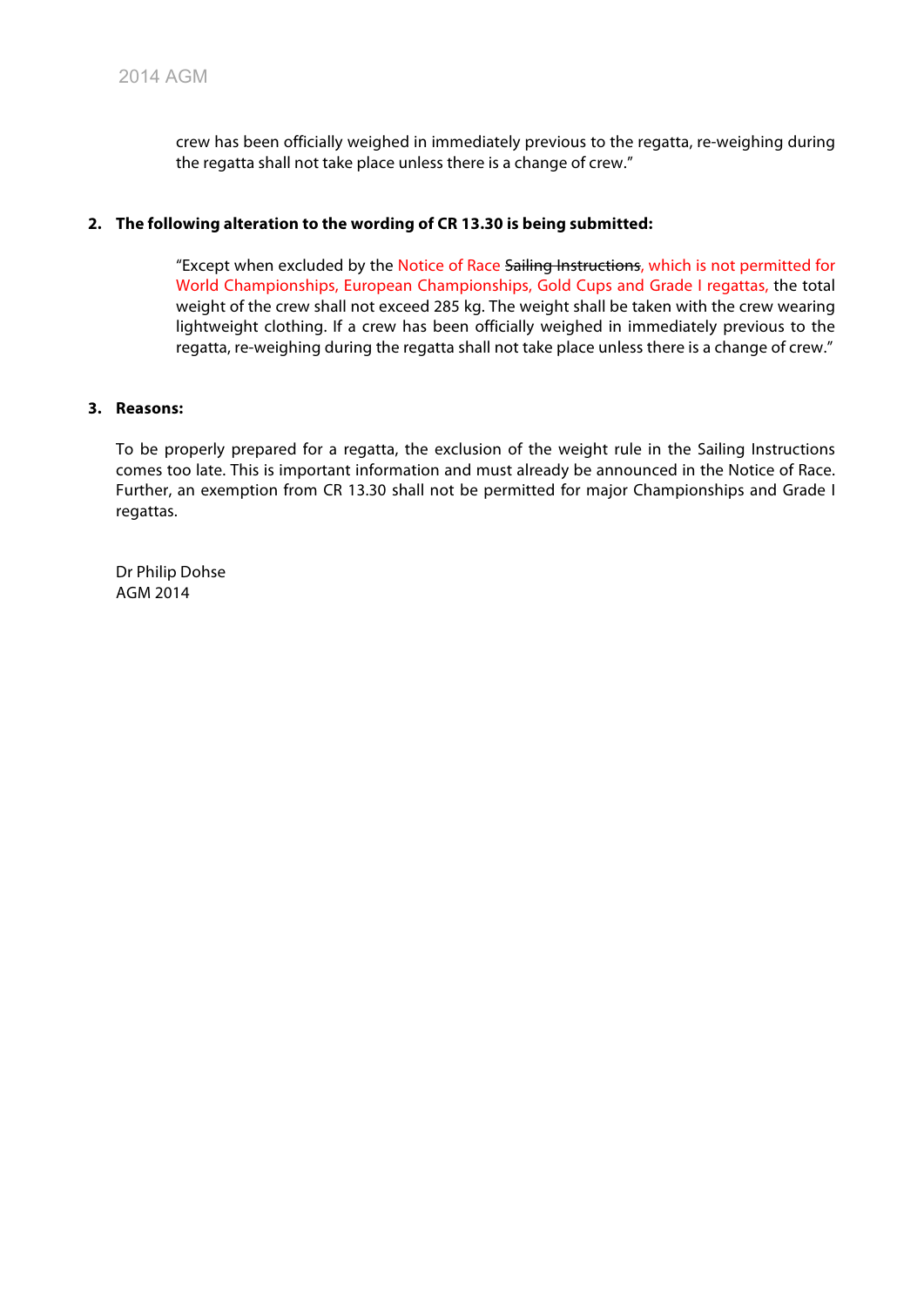crew has been officially weighed in immediately previous to the regatta, re-weighing during the regatta shall not take place unless there is a change of crew."

**2. The following alteration to the wording of CR 13.30 is being submitted:**

> "Except when excluded by the Notice of Race ~~Sailing Instructions~~, which is not permitted for World Championships, European Championships, Gold Cups and Grade I regattas, the total weight of the crew shall not exceed 285 kg. The weight shall be taken with the crew wearing lightweight clothing. If a crew has been officially weighed in immediately previous to the regatta, re-weighing during the regatta shall not take place unless there is a change of crew."

**3. Reasons:**

To be properly prepared for a regatta, the exclusion of the weight rule in the Sailing Instructions comes too late. This is important information and must already be announced in the Notice of Race. Further, an exemption from CR 13.30 shall not be permitted for major Championships and Grade I regattas.

Dr Philip Dohse
AGM 2014